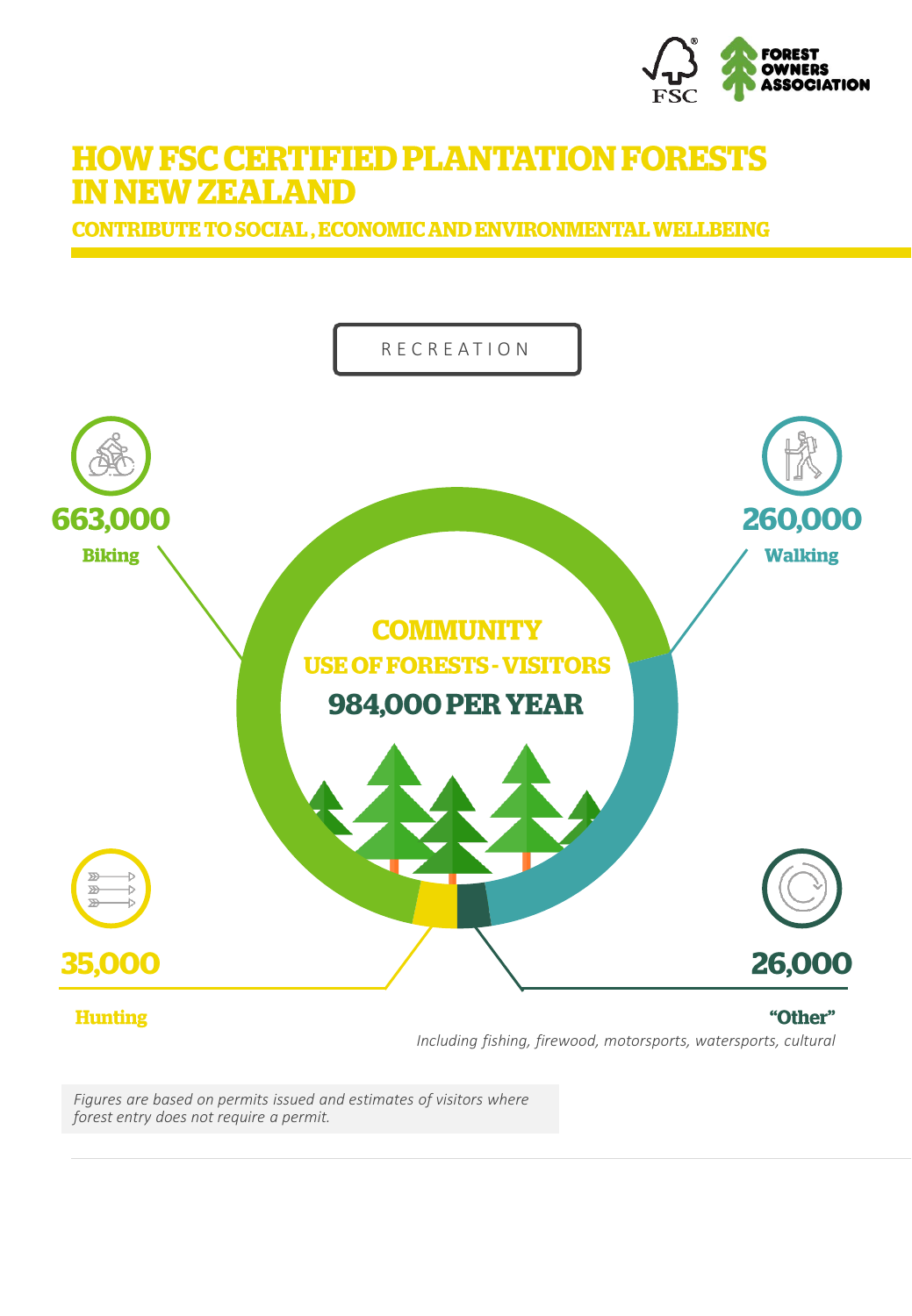# HOW FSC CERTIFIED PLANTATION FORESTS IN NEW ZEALAND

## CONTRIBUTE TO SOCIAL , ECONOMIC AND ENVIRONMENTAL WELLBEING

### RECREATION

**COMMUNITY**
**USE OF FORESTS - VISITORS**
**984,000 PER YEAR**

**663,000**
**Biking**

**260,000**
**Walking**

**35,000**
**Hunting**

**26,000**
**"Other"**
*Including fishing, firewood, motorsports, watersports, cultural*

*Figures are based on permits issued and estimates of visitors where forest entry does not require a permit.*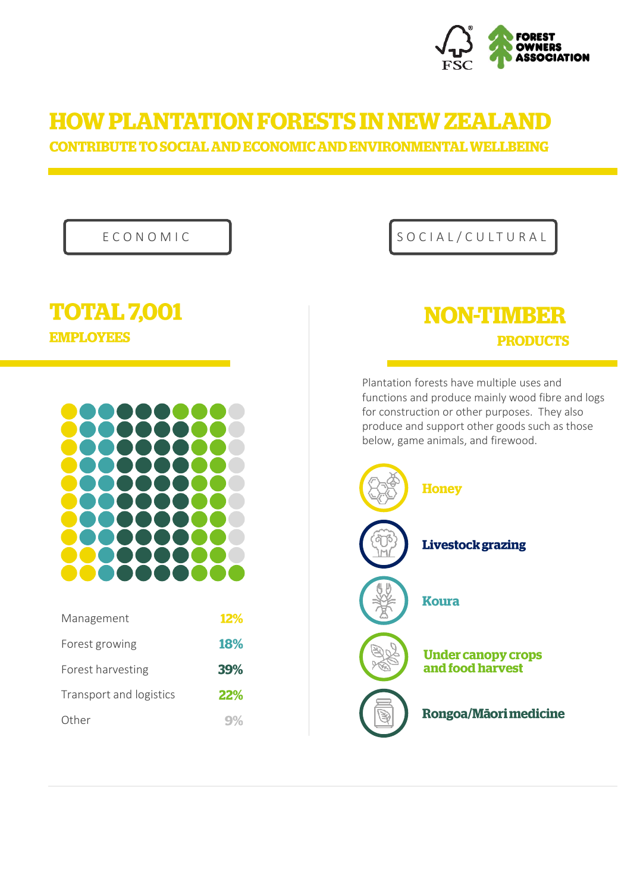# HOW PLANTATION FORESTS IN NEW ZEALAND

## CONTRIBUTE TO SOCIAL AND ECONOMIC AND ENVIRONMENTAL WELLBEING

## ECONOMIC

### TOTAL 7,001 EMPLOYEES

| | |
|---|---|
| Management | 12% |
| Forest growing | 18% |
| Forest harvesting | 39% |
| Transport and logistics | 22% |
| Other | 9% |

## SOCIAL/CULTURAL

### NON-TIMBER PRODUCTS

Plantation forests have multiple uses and functions and produce mainly wood fibre and logs for construction or other purposes. They also produce and support other goods such as those below, game animals, and firewood.

- Honey
- Livestock grazing
- Koura
- Under canopy crops and food harvest
- Rongoa/Māori medicine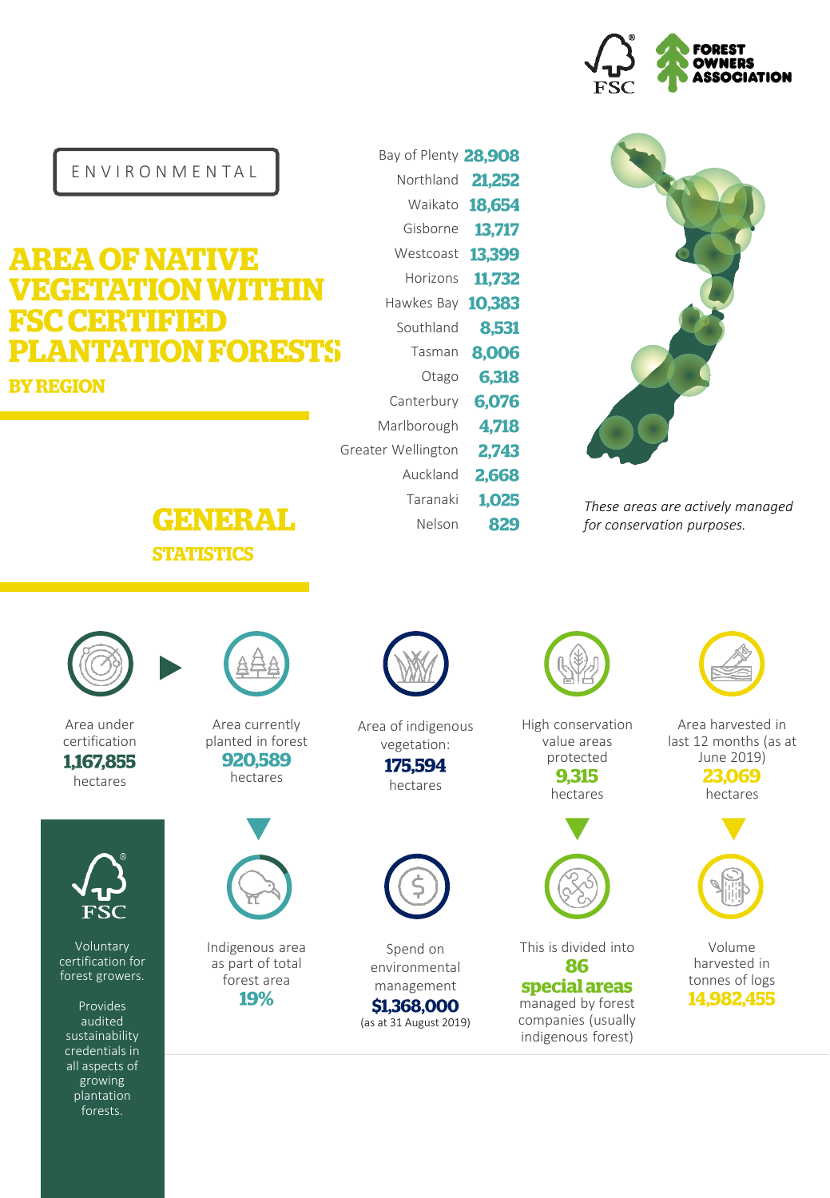ENVIRONMENTAL

# AREA OF NATIVE VEGETATION WITHIN FSC CERTIFIED PLANTATION FORESTS

## BY REGION

| Region | Hectares |
| --- | --- |
| Bay of Plenty | 28,908 |
| Northland | 21,252 |
| Waikato | 18,654 |
| Gisborne | 13,717 |
| Westcoast | 13,399 |
| Horizons | 11,732 |
| Hawkes Bay | 10,383 |
| Southland | 8,531 |
| Tasman | 8,006 |
| Otago | 6,318 |
| Canterbury | 6,076 |
| Marlborough | 4,718 |
| Greater Wellington | 2,743 |
| Auckland | 2,668 |
| Taranaki | 1,025 |
| Nelson | 829 |

*These areas are actively managed for conservation purposes.*

# GENERAL

## STATISTICS

Area under certification **1,167,855** hectares

Area currently planted in forest **920,589** hectares

Indigenous area as part of total forest area **19%**

Area of indigenous vegetation: **175,594** hectares

Spend on environmental management **$1,368,000** (as at 31 August 2019)

High conservation value areas protected **9,315** hectares

This is divided into **86 special areas** managed by forest companies (usually indigenous forest)

Area harvested in last 12 months (as at June 2019) **23,069** hectares

Volume harvested in tonnes of logs **14,982,455**

FSC

Voluntary certification for forest growers.

Provides audited sustainability credentials in all aspects of growing plantation forests.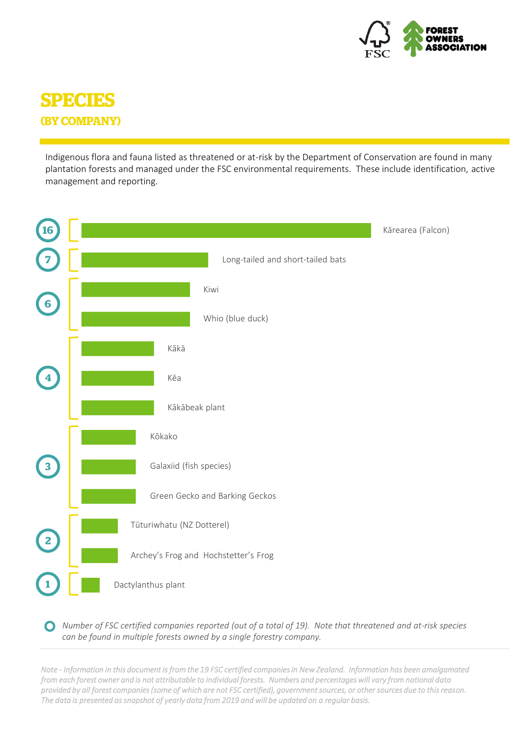# SPECIES

## (BY COMPANY)

Indigenous flora and fauna listed as threatened or at-risk by the Department of Conservation are found in many plantation forests and managed under the FSC environmental requirements. These include identification, active management and reporting.

16
Kārearea (Falcon)

7
Long-tailed and short-tailed bats

6
Kiwi
Whio (blue duck)

4
Kākā
Kēa
Kākābeak plant

3
Kōkako
Galaxiid (fish species)
Green Gecko and Barking Geckos

2
Tūturiwhatu (NZ Dotterel)
Archey's Frog and Hochstetter's Frog

1
Dactylanthus plant

*Number of FSC certified companies reported (out of a total of 19). Note that threatened and at-risk species can be found in multiple forests owned by a single forestry company.*

*Note - Information in this document is from the 19 FSC certified companies in New Zealand. Information has been amalgamated from each forest owner and is not attributable to individual forests. Numbers and percentages will vary from national data provided by all forest companies (some of which are not FSC certified), government sources, or other sources due to this reason. The data is presented as snapshot of yearly data from 2019 and will be updated on a regular basis.*